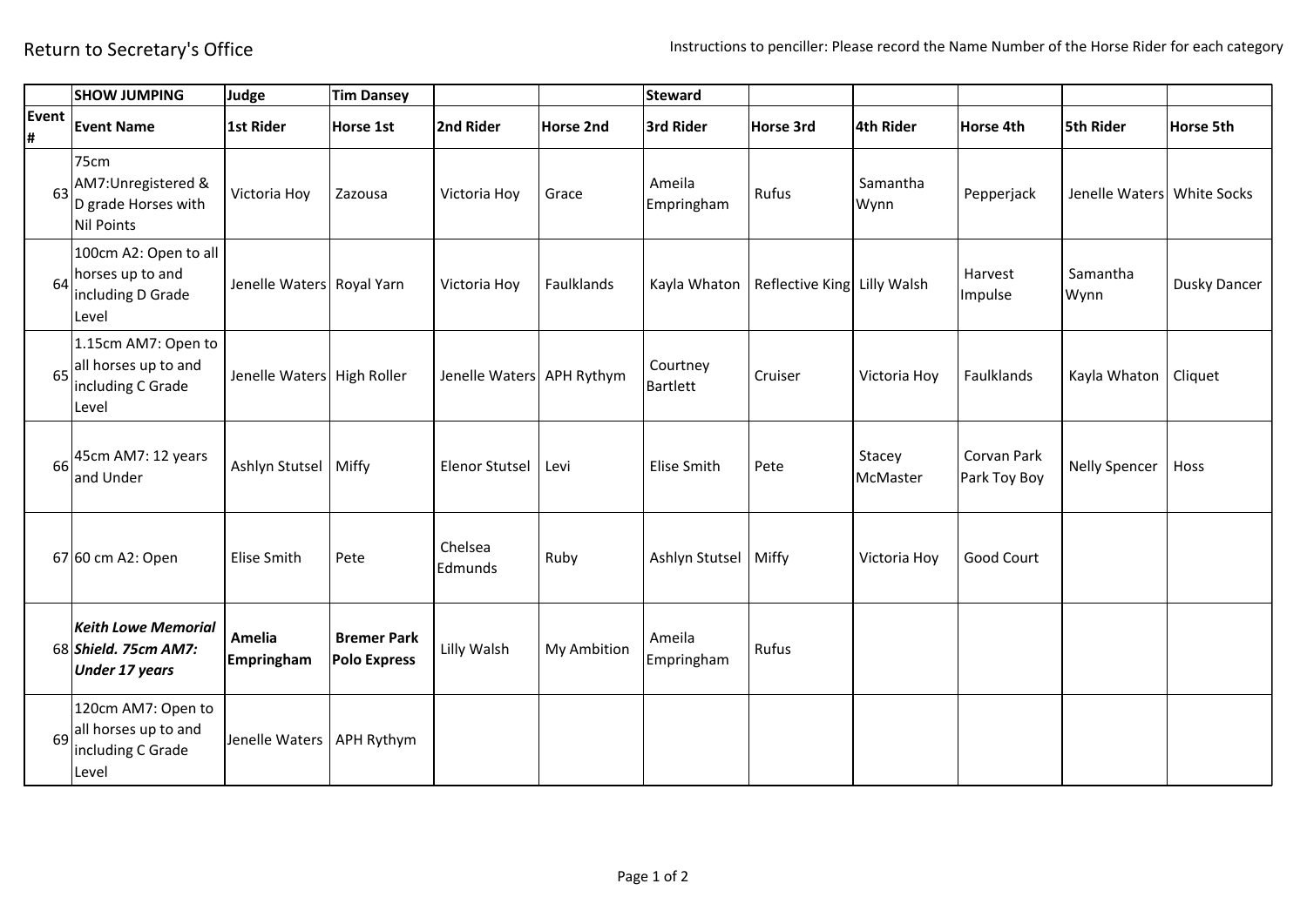Return to Secretary's Office

Instructions to penciller: Please record the Name Number of the Horse Rider for each category

| | SHOW JUMPING | Judge | Tim Dansey | | | Steward | | | | | |
|---|---|---|---|---|---|---|---|---|---|---|---|
| Event # | Event Name | 1st Rider | Horse 1st | 2nd Rider | Horse 2nd | 3rd Rider | Horse 3rd | 4th Rider | Horse 4th | 5th Rider | Horse 5th |
| 63 | 75cm AM7:Unregistered & D grade Horses with Nil Points | Victoria Hoy | Zazousa | Victoria Hoy | Grace | Ameila Empringham | Rufus | Samantha Wynn | Pepperjack | Jenelle Waters | White Socks |
| 64 | 100cm A2: Open to all horses up to and including D Grade Level | Jenelle Waters | Royal Yarn | Victoria Hoy | Faulklands | Kayla Whaton | Reflective King | Lilly Walsh | Harvest Impulse | Samantha Wynn | Dusky Dancer |
| 65 | 1.15cm AM7: Open to all horses up to and including C Grade Level | Jenelle Waters | High Roller | Jenelle Waters | APH Rythym | Courtney Bartlett | Cruiser | Victoria Hoy | Faulklands | Kayla Whaton | Cliquet |
| 66 | 45cm AM7: 12 years and Under | Ashlyn Stutsel | Miffy | Elenor Stutsel | Levi | Elise Smith | Pete | Stacey McMaster | Corvan Park Park Toy Boy | Nelly Spencer | Hoss |
| 67 | 60 cm A2: Open | Elise Smith | Pete | Chelsea Edmunds | Ruby | Ashlyn Stutsel | Miffy | Victoria Hoy | Good Court | | |
| 68 | ***Keith Lowe Memorial Shield. 75cm AM7: Under 17 years*** | **Amelia Empringham** | **Bremer Park Polo Express** | Lilly Walsh | My Ambition | Ameila Empringham | Rufus | | | | |
| 69 | 120cm AM7: Open to all horses up to and including C Grade Level | Jenelle Waters | APH Rythym | | | | | | | | |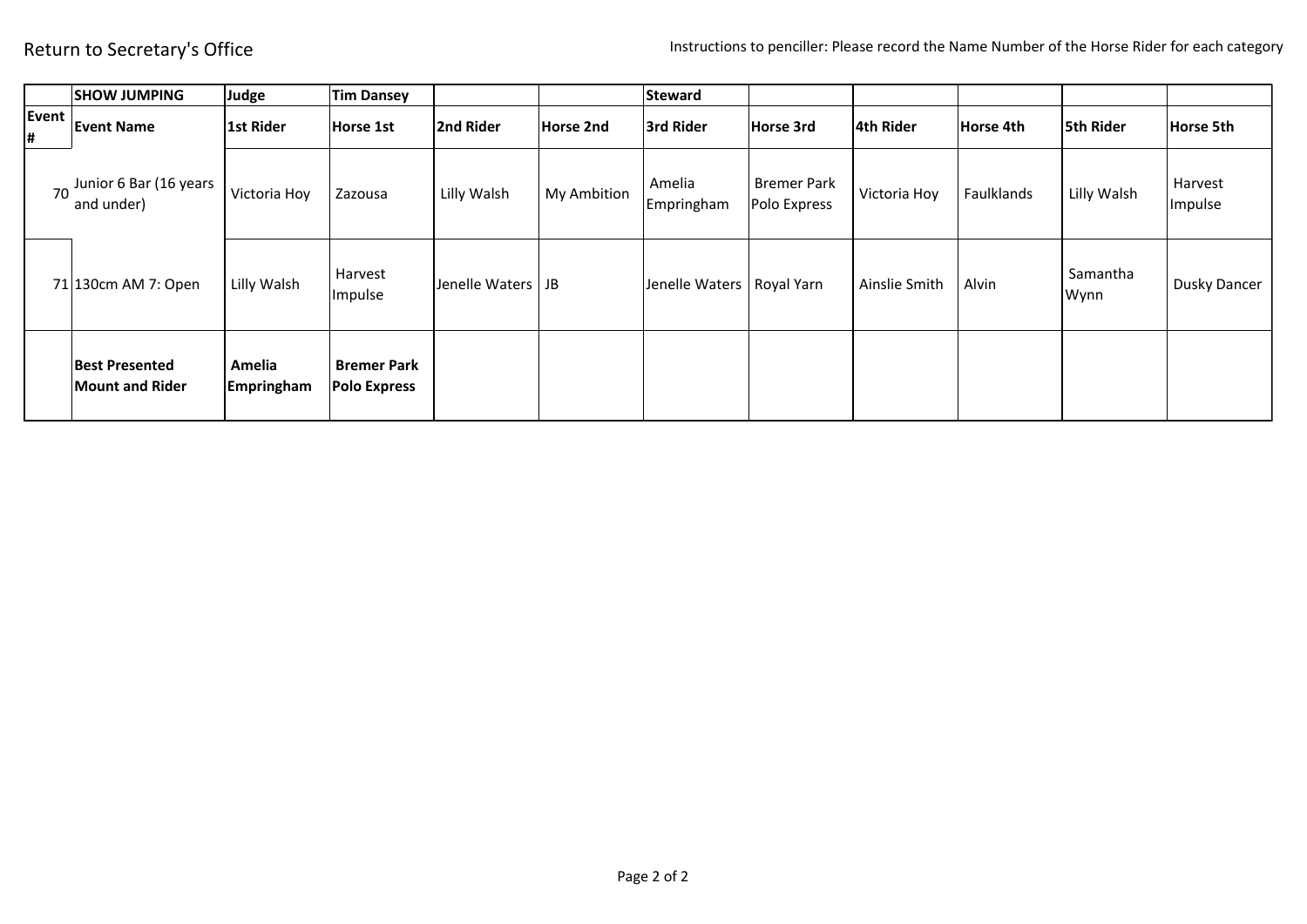Return to Secretary's Office

Instructions to penciller: Please record the Name Number of the Horse Rider for each category

| | SHOW JUMPING | Judge | Tim Dansey | | | Steward | | | | | |
|---|---|---|---|---|---|---|---|---|---|---|---|
| Event # | Event Name | 1st Rider | Horse 1st | 2nd Rider | Horse 2nd | 3rd Rider | Horse 3rd | 4th Rider | Horse 4th | 5th Rider | Horse 5th |
| 70 | Junior 6 Bar (16 years and under) | Victoria Hoy | Zazousa | Lilly Walsh | My Ambition | Amelia Empringham | Bremer Park Polo Express | Victoria Hoy | Faulklands | Lilly Walsh | Harvest Impulse |
| 71 | 130cm AM 7: Open | Lilly Walsh | Harvest Impulse | Jenelle Waters | JB | Jenelle Waters | Royal Yarn | Ainslie Smith | Alvin | Samantha Wynn | Dusky Dancer |
| | **Best Presented Mount and Rider** | **Amelia Empringham** | **Bremer Park Polo Express** | | | | | | | | |